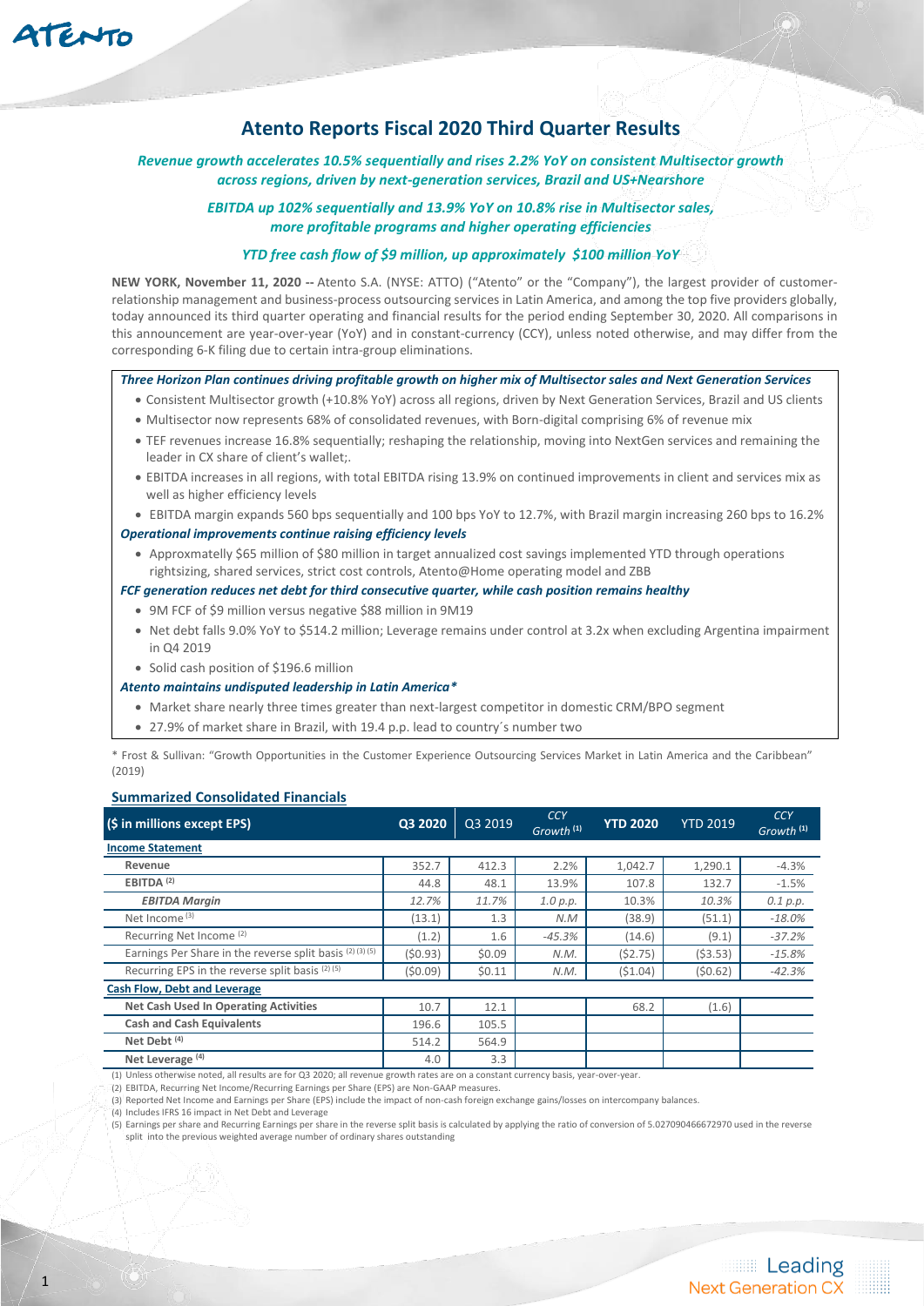# Atento Reports Fiscal 2020 Third Quarter Results

*Revenue growth accelerates 10.5% sequentially and rises 2.2% YoY on consistent Multisector growth across regions, driven by next-generation services, Brazil and US+Nearshore*

*EBITDA up 102% sequentially and 13.9% YoY on 10.8% rise in Multisector sales, more profitable programs and higher operating efficiencies*

*YTD free cash flow of $9 million, up approximately $100 million YoY*

**NEW YORK, November 11, 2020 --** Atento S.A. (NYSE: ATTO) ("Atento" or the "Company"), the largest provider of customer-relationship management and business-process outsourcing services in Latin America, and among the top five providers globally, today announced its third quarter operating and financial results for the period ending September 30, 2020. All comparisons in this announcement are year-over-year (YoY) and in constant-currency (CCY), unless noted otherwise, and may differ from the corresponding 6-K filing due to certain intra-group eliminations.

***Three Horizon Plan continues driving profitable growth on higher mix of Multisector sales and Next Generation Services***

- Consistent Multisector growth (+10.8% YoY) across all regions, driven by Next Generation Services, Brazil and US clients
- Multisector now represents 68% of consolidated revenues, with Born-digital comprising 6% of revenue mix
- TEF revenues increase 16.8% sequentially; reshaping the relationship, moving into NextGen services and remaining the leader in CX share of client's wallet;.
- EBITDA increases in all regions, with total EBITDA rising 13.9% on continued improvements in client and services mix as well as higher efficiency levels
- EBITDA margin expands 560 bps sequentially and 100 bps YoY to 12.7%, with Brazil margin increasing 260 bps to 16.2%

***Operational improvements continue raising efficiency levels***

- Approxmatelly $65 million of $80 million in target annualized cost savings implemented YTD through operations rightsizing, shared services, strict cost controls, Atento@Home operating model and ZBB

***FCF generation reduces net debt for third consecutive quarter, while cash position remains healthy***

- 9M FCF of $9 million versus negative $88 million in 9M19
- Net debt falls 9.0% YoY to $514.2 million; Leverage remains under control at 3.2x when excluding Argentina impairment in Q4 2019
- Solid cash position of $196.6 million

***Atento maintains undisputed leadership in Latin America****

- Market share nearly three times greater than next-largest competitor in domestic CRM/BPO segment
- 27.9% of market share in Brazil, with 19.4 p.p. lead to country´s number two

\* Frost & Sullivan: "Growth Opportunities in the Customer Experience Outsourcing Services Market in Latin America and the Caribbean" (2019)

## Summarized Consolidated Financials

| ($ in millions except EPS) | Q3 2020 | Q3 2019 | CCY Growth [1] | YTD 2020 | YTD 2019 | CCY Growth [1] |
|---|---|---|---|---|---|---|
| **Income Statement** | | | | | | |
| Revenue | 352.7 | 412.3 | 2.2% | 1,042.7 | 1,290.1 | -4.3% |
| EBITDA [2] | 44.8 | 48.1 | 13.9% | 107.8 | 132.7 | -1.5% |
| *EBITDA Margin* | *12.7%* | *11.7%* | *1.0 p.p.* | 10.3% | 10.3% | *0.1 p.p.* |
| Net Income [3] | (13.1) | 1.3 | *N.M* | (38.9) | (51.1) | *-18.0%* |
| Recurring Net Income [2] | (1.2) | 1.6 | *-45.3%* | (14.6) | (9.1) | *-37.2%* |
| Earnings Per Share in the reverse split basis [2] [3] [5] | ($0.93) | $0.09 | *N.M.* | ($2.75) | ($3.53) | *-15.8%* |
| Recurring EPS in the reverse split basis [2] [5] | ($0.09) | $0.11 | *N.M.* | ($1.04) | ($0.62) | *-42.3%* |
| **Cash Flow, Debt and Leverage** | | | | | | |
| Net Cash Used In Operating Activities | 10.7 | 12.1 | | 68.2 | (1.6) | |
| Cash and Cash Equivalents | 196.6 | 105.5 | | | | |
| Net Debt [4] | 514.2 | 564.9 | | | | |
| Net Leverage [4] | 4.0 | 3.3 | | | | |

(1) Unless otherwise noted, all results are for Q3 2020; all revenue growth rates are on a constant currency basis, year-over-year.
(2) EBITDA, Recurring Net Income/Recurring Earnings per Share (EPS) are Non-GAAP measures.
(3) Reported Net Income and Earnings per Share (EPS) include the impact of non-cash foreign exchange gains/losses on intercompany balances.
(4) Includes IFRS 16 impact in Net Debt and Leverage
(5) Earnings per share and Recurring Earnings per share in the reverse split basis is calculated by applying the ratio of conversion of 5.027090466672970 used in the reverse split into the previous weighted average number of ordinary shares outstanding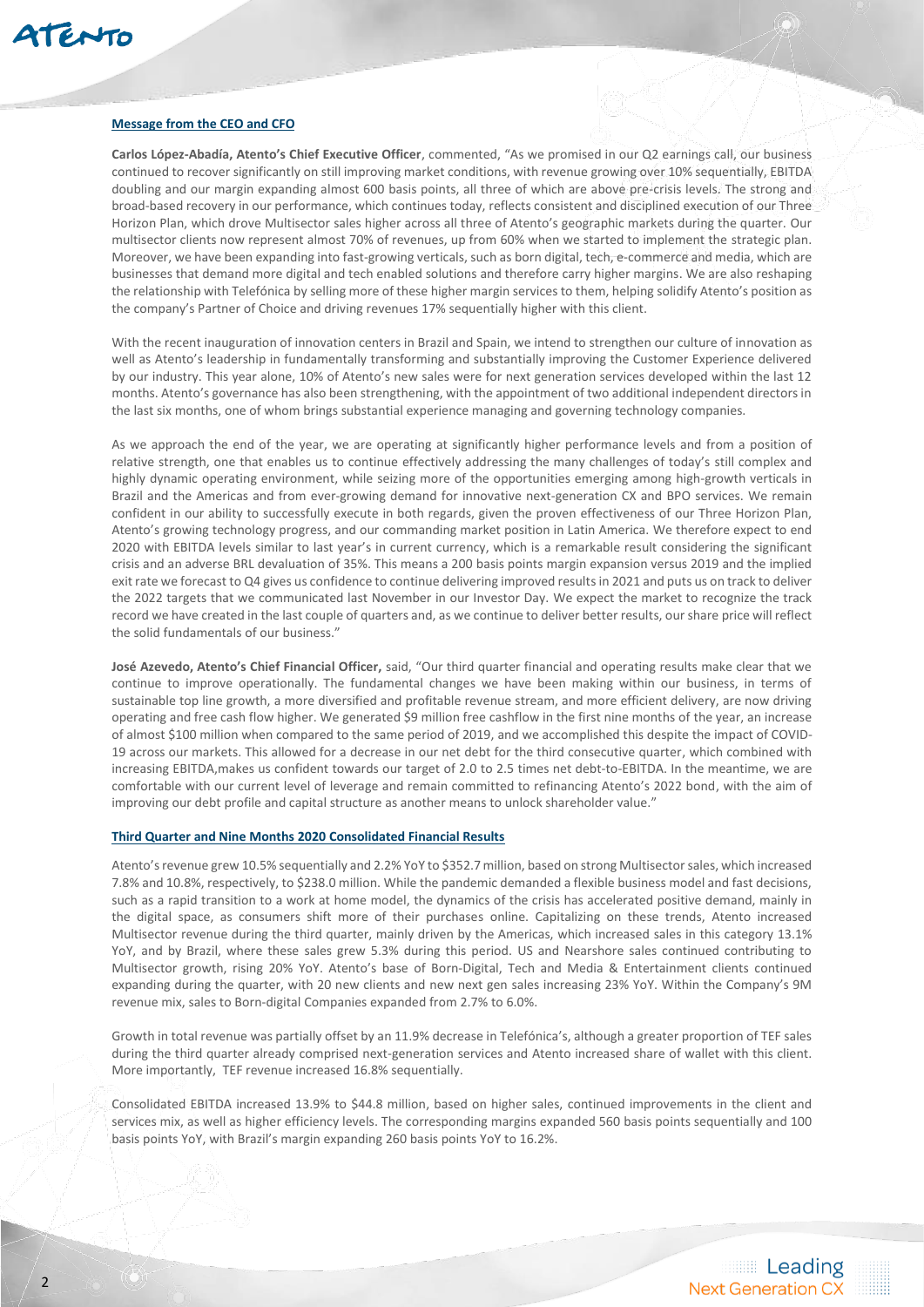## Message from the CEO and CFO

**Carlos López-Abadía, Atento's Chief Executive Officer**, commented, "As we promised in our Q2 earnings call, our business continued to recover significantly on still improving market conditions, with revenue growing over 10% sequentially, EBITDA doubling and our margin expanding almost 600 basis points, all three of which are above pre-crisis levels. The strong and broad-based recovery in our performance, which continues today, reflects consistent and disciplined execution of our Three Horizon Plan, which drove Multisector sales higher across all three of Atento's geographic markets during the quarter. Our multisector clients now represent almost 70% of revenues, up from 60% when we started to implement the strategic plan. Moreover, we have been expanding into fast-growing verticals, such as born digital, tech, e-commerce and media, which are businesses that demand more digital and tech enabled solutions and therefore carry higher margins. We are also reshaping the relationship with Telefónica by selling more of these higher margin services to them, helping solidify Atento's position as the company's Partner of Choice and driving revenues 17% sequentially higher with this client.

With the recent inauguration of innovation centers in Brazil and Spain, we intend to strengthen our culture of innovation as well as Atento's leadership in fundamentally transforming and substantially improving the Customer Experience delivered by our industry. This year alone, 10% of Atento's new sales were for next generation services developed within the last 12 months. Atento's governance has also been strengthening, with the appointment of two additional independent directors in the last six months, one of whom brings substantial experience managing and governing technology companies.

As we approach the end of the year, we are operating at significantly higher performance levels and from a position of relative strength, one that enables us to continue effectively addressing the many challenges of today's still complex and highly dynamic operating environment, while seizing more of the opportunities emerging among high-growth verticals in Brazil and the Americas and from ever-growing demand for innovative next-generation CX and BPO services. We remain confident in our ability to successfully execute in both regards, given the proven effectiveness of our Three Horizon Plan, Atento's growing technology progress, and our commanding market position in Latin America. We therefore expect to end 2020 with EBITDA levels similar to last year's in current currency, which is a remarkable result considering the significant crisis and an adverse BRL devaluation of 35%. This means a 200 basis points margin expansion versus 2019 and the implied exit rate we forecast to Q4 gives us confidence to continue delivering improved results in 2021 and puts us on track to deliver the 2022 targets that we communicated last November in our Investor Day. We expect the market to recognize the track record we have created in the last couple of quarters and, as we continue to deliver better results, our share price will reflect the solid fundamentals of our business."

**José Azevedo, Atento's Chief Financial Officer,** said, "Our third quarter financial and operating results make clear that we continue to improve operationally. The fundamental changes we have been making within our business, in terms of sustainable top line growth, a more diversified and profitable revenue stream, and more efficient delivery, are now driving operating and free cash flow higher. We generated $9 million free cashflow in the first nine months of the year, an increase of almost $100 million when compared to the same period of 2019, and we accomplished this despite the impact of COVID-19 across our markets. This allowed for a decrease in our net debt for the third consecutive quarter, which combined with increasing EBITDA,makes us confident towards our target of 2.0 to 2.5 times net debt-to-EBITDA. In the meantime, we are comfortable with our current level of leverage and remain committed to refinancing Atento's 2022 bond, with the aim of improving our debt profile and capital structure as another means to unlock shareholder value."

## Third Quarter and Nine Months 2020 Consolidated Financial Results

Atento's revenue grew 10.5% sequentially and 2.2% YoY to $352.7 million, based on strong Multisector sales, which increased 7.8% and 10.8%, respectively, to $238.0 million. While the pandemic demanded a flexible business model and fast decisions, such as a rapid transition to a work at home model, the dynamics of the crisis has accelerated positive demand, mainly in the digital space, as consumers shift more of their purchases online. Capitalizing on these trends, Atento increased Multisector revenue during the third quarter, mainly driven by the Americas, which increased sales in this category 13.1% YoY, and by Brazil, where these sales grew 5.3% during this period. US and Nearshore sales continued contributing to Multisector growth, rising 20% YoY. Atento's base of Born-Digital, Tech and Media & Entertainment clients continued expanding during the quarter, with 20 new clients and new next gen sales increasing 23% YoY. Within the Company's 9M revenue mix, sales to Born-digital Companies expanded from 2.7% to 6.0%.

Growth in total revenue was partially offset by an 11.9% decrease in Telefónica's, although a greater proportion of TEF sales during the third quarter already comprised next-generation services and Atento increased share of wallet with this client. More importantly, TEF revenue increased 16.8% sequentially.

Consolidated EBITDA increased 13.9% to $44.8 million, based on higher sales, continued improvements in the client and services mix, as well as higher efficiency levels. The corresponding margins expanded 560 basis points sequentially and 100 basis points YoY, with Brazil's margin expanding 260 basis points YoY to 16.2%.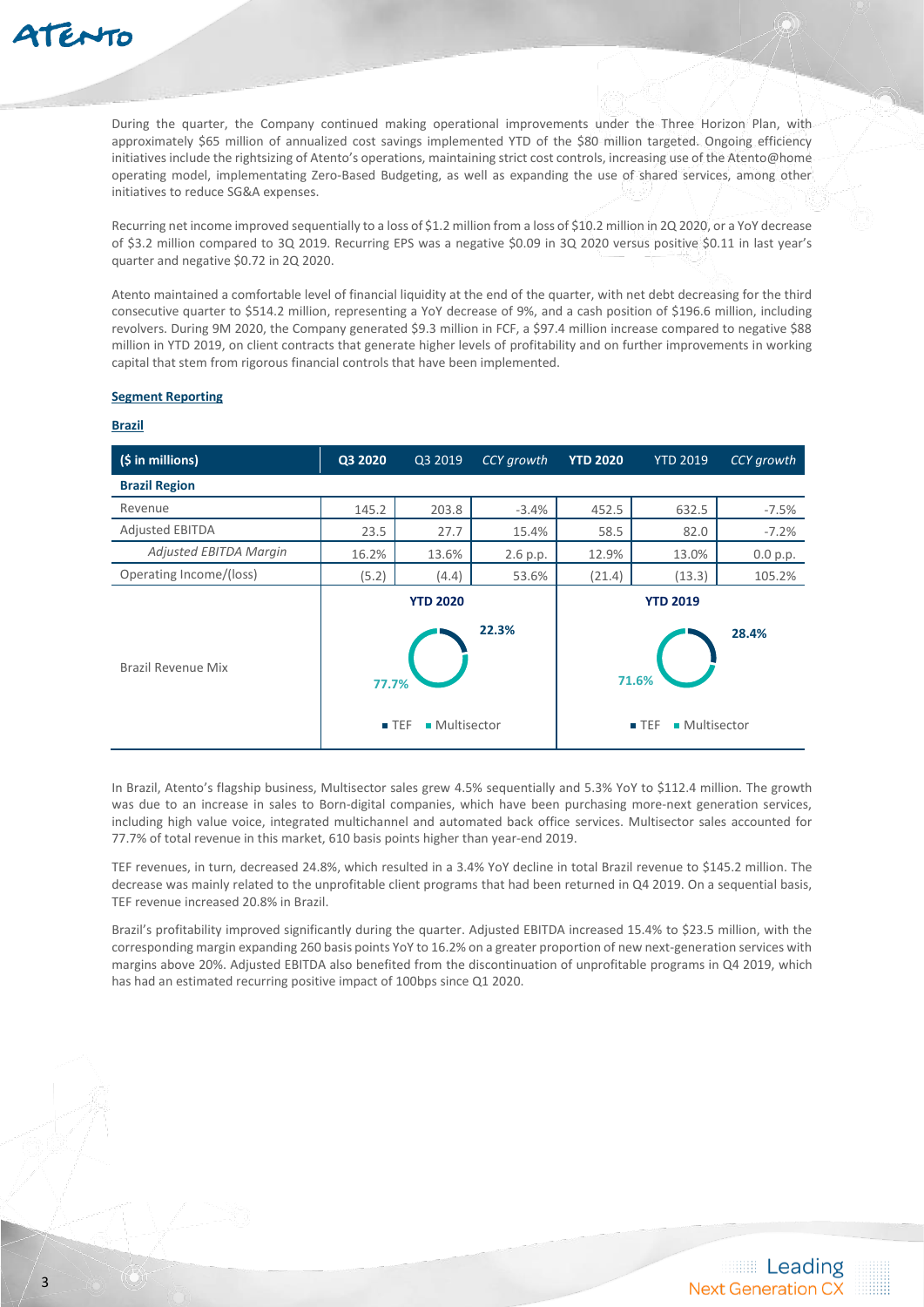During the quarter, the Company continued making operational improvements under the Three Horizon Plan, with approximately $65 million of annualized cost savings implemented YTD of the $80 million targeted. Ongoing efficiency initiatives include the rightsizing of Atento's operations, maintaining strict cost controls, increasing use of the Atento@home operating model, implementating Zero-Based Budgeting, as well as expanding the use of shared services, among other initiatives to reduce SG&A expenses.

Recurring net income improved sequentially to a loss of $1.2 million from a loss of $10.2 million in 2Q 2020, or a YoY decrease of $3.2 million compared to 3Q 2019. Recurring EPS was a negative $0.09 in 3Q 2020 versus positive $0.11 in last year's quarter and negative $0.72 in 2Q 2020.

Atento maintained a comfortable level of financial liquidity at the end of the quarter, with net debt decreasing for the third consecutive quarter to $514.2 million, representing a YoY decrease of 9%, and a cash position of $196.6 million, including revolvers. During 9M 2020, the Company generated $9.3 million in FCF, a $97.4 million increase compared to negative $88 million in YTD 2019, on client contracts that generate higher levels of profitability and on further improvements in working capital that stem from rigorous financial controls that have been implemented.

**Segment Reporting**

**Brazil**

| ($ in millions) | Q3 2020 | Q3 2019 | *CCY growth* | YTD 2020 | YTD 2019 | *CCY growth* |
|---|---|---|---|---|---|---|
| **Brazil Region** | | | | | | |
| Revenue | 145.2 | 203.8 | -3.4% | 452.5 | 632.5 | -7.5% |
| Adjusted EBITDA | 23.5 | 27.7 | 15.4% | 58.5 | 82.0 | -7.2% |
| *Adjusted EBITDA Margin* | 16.2% | 13.6% | 2.6 p.p. | 12.9% | 13.0% | 0.0 p.p. |
| Operating Income/(loss) | (5.2) | (4.4) | 53.6% | (21.4) | (13.3) | 105.2% |
| Brazil Revenue Mix | YTD 2020: TEF 22.3%, Multisector 77.7% | | | YTD 2019: TEF 28.4%, Multisector 71.6% | | |

In Brazil, Atento's flagship business, Multisector sales grew 4.5% sequentially and 5.3% YoY to $112.4 million. The growth was due to an increase in sales to Born-digital companies, which have been purchasing more-next generation services, including high value voice, integrated multichannel and automated back office services. Multisector sales accounted for 77.7% of total revenue in this market, 610 basis points higher than year-end 2019.

TEF revenues, in turn, decreased 24.8%, which resulted in a 3.4% YoY decline in total Brazil revenue to $145.2 million. The decrease was mainly related to the unprofitable client programs that had been returned in Q4 2019. On a sequential basis, TEF revenue increased 20.8% in Brazil.

Brazil's profitability improved significantly during the quarter. Adjusted EBITDA increased 15.4% to $23.5 million, with the corresponding margin expanding 260 basis points YoY to 16.2% on a greater proportion of new next-generation services with margins above 20%. Adjusted EBITDA also benefited from the discontinuation of unprofitable programs in Q4 2019, which has had an estimated recurring positive impact of 100bps since Q1 2020.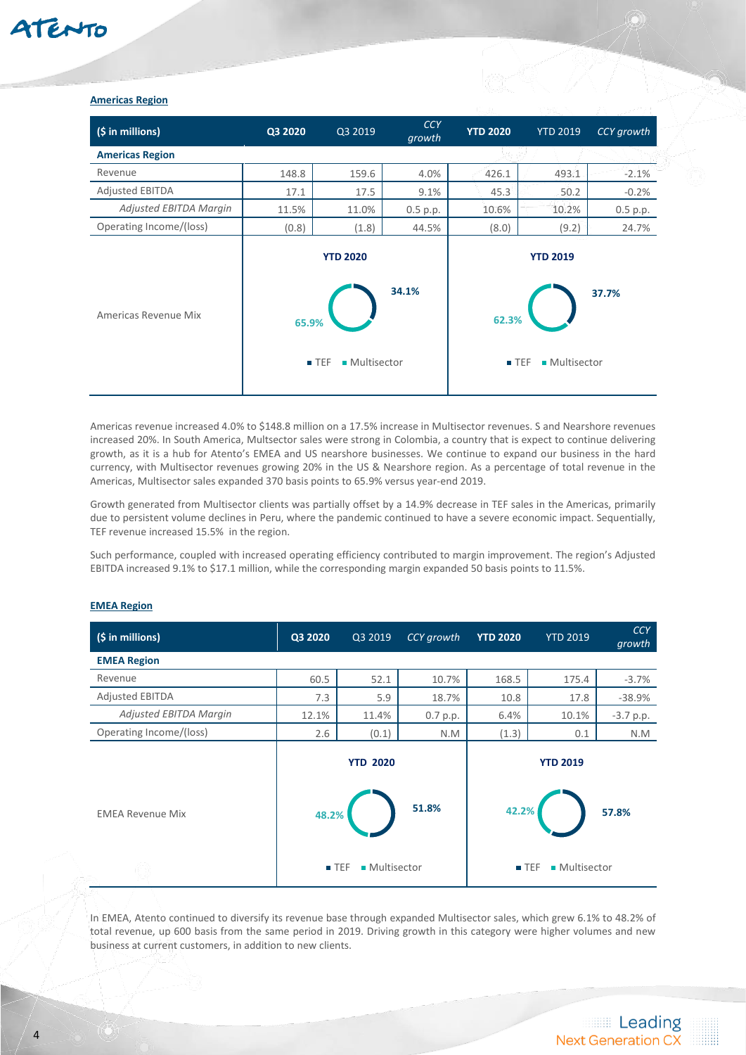**Americas Region**

| ($ in millions) | Q3 2020 | Q3 2019 | CCY growth | YTD 2020 | YTD 2019 | CCY growth |
|---|---|---|---|---|---|---|
| **Americas Region** | | | | | | |
| Revenue | 148.8 | 159.6 | 4.0% | 426.1 | 493.1 | -2.1% |
| Adjusted EBITDA | 17.1 | 17.5 | 9.1% | 45.3 | 50.2 | -0.2% |
| *Adjusted EBITDA Margin* | 11.5% | 11.0% | 0.5 p.p. | 10.6% | 10.2% | 0.5 p.p. |
| Operating Income/(loss) | (0.8) | (1.8) | 44.5% | (8.0) | (9.2) | 24.7% |
| Americas Revenue Mix | **YTD 2020**: TEF 34.1%, Multisector 65.9% | | | **YTD 2019**: TEF 37.7%, Multisector 62.3% | | |

Americas revenue increased 4.0% to $148.8 million on a 17.5% increase in Multisector revenues. S and Nearshore revenues increased 20%. In South America, Multsector sales were strong in Colombia, a country that is expect to continue delivering growth, as it is a hub for Atento's EMEA and US nearshore businesses. We continue to expand our business in the hard currency, with Multisector revenues growing 20% in the US & Nearshore region. As a percentage of total revenue in the Americas, Multisector sales expanded 370 basis points to 65.9% versus year-end 2019.

Growth generated from Multisector clients was partially offset by a 14.9% decrease in TEF sales in the Americas, primarily due to persistent volume declines in Peru, where the pandemic continued to have a severe economic impact. Sequentially, TEF revenue increased 15.5% in the region.

Such performance, coupled with increased operating efficiency contributed to margin improvement. The region's Adjusted EBITDA increased 9.1% to $17.1 million, while the corresponding margin expanded 50 basis points to 11.5%.

**EMEA Region**

| ($ in millions) | Q3 2020 | Q3 2019 | CCY growth | YTD 2020 | YTD 2019 | CCY growth |
|---|---|---|---|---|---|---|
| **EMEA Region** | | | | | | |
| Revenue | 60.5 | 52.1 | 10.7% | 168.5 | 175.4 | -3.7% |
| Adjusted EBITDA | 7.3 | 5.9 | 18.7% | 10.8 | 17.8 | -38.9% |
| *Adjusted EBITDA Margin* | 12.1% | 11.4% | 0.7 p.p. | 6.4% | 10.1% | -3.7 p.p. |
| Operating Income/(loss) | 2.6 | (0.1) | N.M | (1.3) | 0.1 | N.M |
| EMEA Revenue Mix | **YTD 2020**: TEF 51.8%, Multisector 48.2% | | | **YTD 2019**: TEF 57.8%, Multisector 42.2% | | |

In EMEA, Atento continued to diversify its revenue base through expanded Multisector sales, which grew 6.1% to 48.2% of total revenue, up 600 basis from the same period in 2019. Driving growth in this category were higher volumes and new business at current customers, in addition to new clients.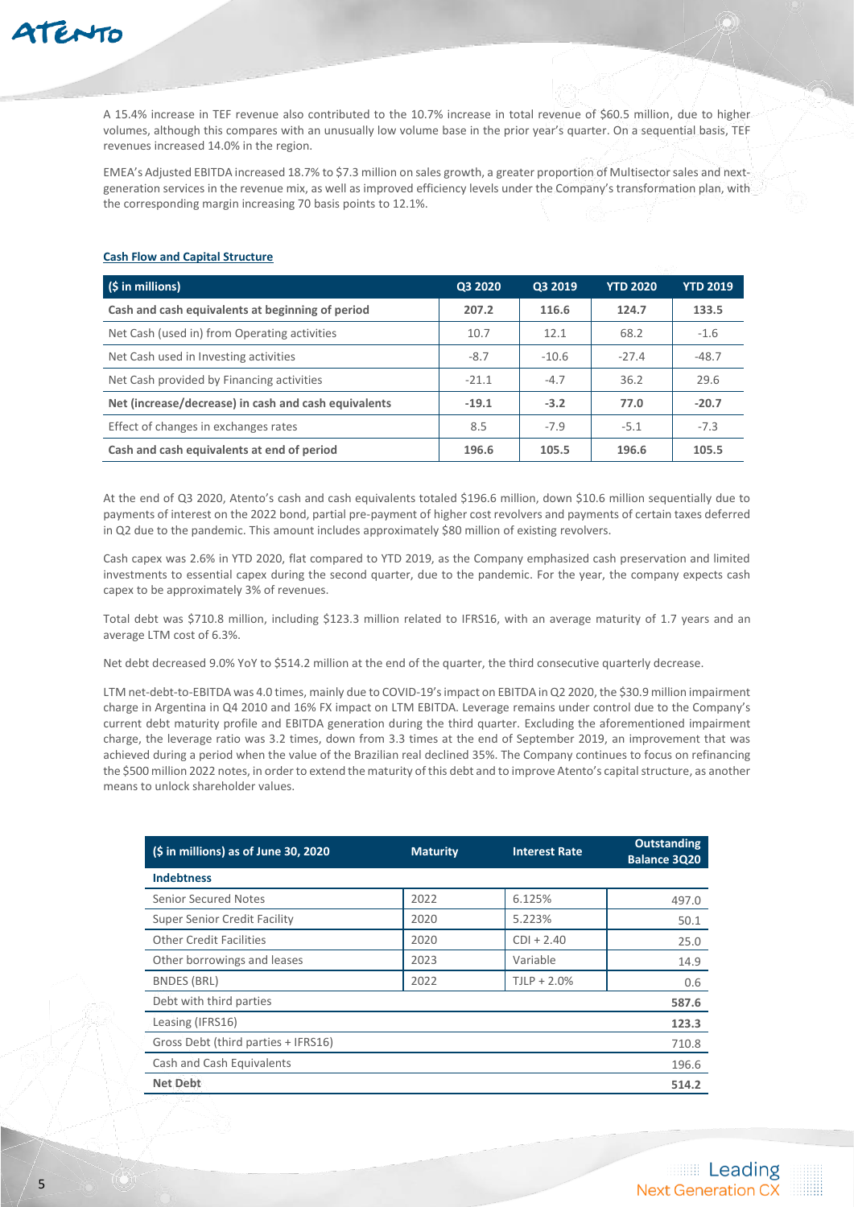A 15.4% increase in TEF revenue also contributed to the 10.7% increase in total revenue of $60.5 million, due to higher volumes, although this compares with an unusually low volume base in the prior year's quarter. On a sequential basis, TEF revenues increased 14.0% in the region.

EMEA's Adjusted EBITDA increased 18.7% to $7.3 million on sales growth, a greater proportion of Multisector sales and next-generation services in the revenue mix, as well as improved efficiency levels under the Company's transformation plan, with the corresponding margin increasing 70 basis points to 12.1%.

**Cash Flow and Capital Structure**

| ($ in millions) | Q3 2020 | Q3 2019 | YTD 2020 | YTD 2019 |
|---|---|---|---|---|
| **Cash and cash equivalents at beginning of period** | **207.2** | **116.6** | **124.7** | **133.5** |
| Net Cash (used in) from Operating activities | 10.7 | 12.1 | 68.2 | -1.6 |
| Net Cash used in Investing activities | -8.7 | -10.6 | -27.4 | -48.7 |
| Net Cash provided by Financing activities | -21.1 | -4.7 | 36.2 | 29.6 |
| **Net (increase/decrease) in cash and cash equivalents** | **-19.1** | **-3.2** | **77.0** | **-20.7** |
| Effect of changes in exchanges rates | 8.5 | -7.9 | -5.1 | -7.3 |
| **Cash and cash equivalents at end of period** | **196.6** | **105.5** | **196.6** | **105.5** |

At the end of Q3 2020, Atento's cash and cash equivalents totaled $196.6 million, down $10.6 million sequentially due to payments of interest on the 2022 bond, partial pre-payment of higher cost revolvers and payments of certain taxes deferred in Q2 due to the pandemic. This amount includes approximately $80 million of existing revolvers.

Cash capex was 2.6% in YTD 2020, flat compared to YTD 2019, as the Company emphasized cash preservation and limited investments to essential capex during the second quarter, due to the pandemic. For the year, the company expects cash capex to be approximately 3% of revenues.

Total debt was $710.8 million, including $123.3 million related to IFRS16, with an average maturity of 1.7 years and an average LTM cost of 6.3%.

Net debt decreased 9.0% YoY to $514.2 million at the end of the quarter, the third consecutive quarterly decrease.

LTM net-debt-to-EBITDA was 4.0 times, mainly due to COVID-19's impact on EBITDA in Q2 2020, the $30.9 million impairment charge in Argentina in Q4 2010 and 16% FX impact on LTM EBITDA. Leverage remains under control due to the Company's current debt maturity profile and EBITDA generation during the third quarter. Excluding the aforementioned impairment charge, the leverage ratio was 3.2 times, down from 3.3 times at the end of September 2019, an improvement that was achieved during a period when the value of the Brazilian real declined 35%. The Company continues to focus on refinancing the $500 million 2022 notes, in order to extend the maturity of this debt and to improve Atento's capital structure, as another means to unlock shareholder values.

| ($ in millions) as of June 30, 2020 | Maturity | Interest Rate | Outstanding Balance 3Q20 |
|---|---|---|---|
| **Indebtness** | | | |
| Senior Secured Notes | 2022 | 6.125% | 497.0 |
| Super Senior Credit Facility | 2020 | 5.223% | 50.1 |
| Other Credit Facilities | 2020 | CDI + 2.40 | 25.0 |
| Other borrowings and leases | 2023 | Variable | 14.9 |
| BNDES (BRL) | 2022 | TJLP + 2.0% | 0.6 |
| Debt with third parties | | | **587.6** |
| Leasing (IFRS16) | | | **123.3** |
| Gross Debt (third parties + IFRS16) | | | 710.8 |
| Cash and Cash Equivalents | | | 196.6 |
| **Net Debt** | | | **514.2** |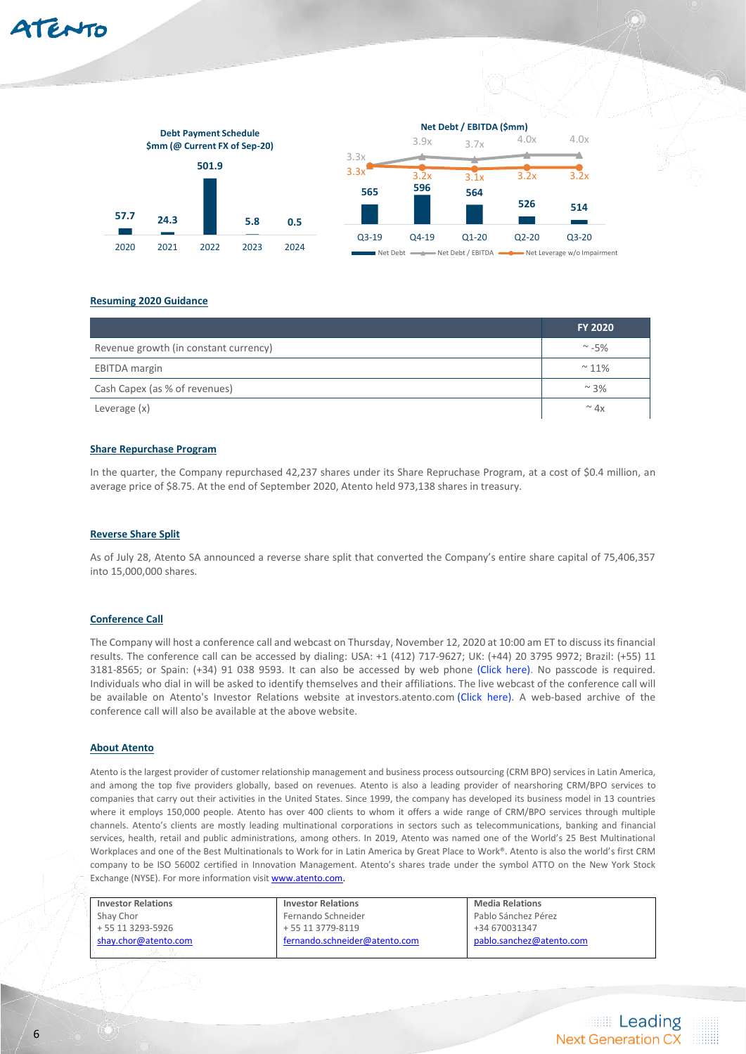**Debt Payment Schedule**
**$mm (@ Current FX of Sep-20)**

| 2020 | 2021 | 2022 | 2023 | 2024 |
|---|---|---|---|---|
| 57.7 | 24.3 | 501.9 | 5.8 | 0.5 |

**Net Debt / EBITDA ($mm)**

| | Q3-19 | Q4-19 | Q1-20 | Q2-20 | Q3-20 |
|---|---|---|---|---|---|
| Net Debt | 565 | 596 | 564 | 526 | 514 |
| Net Debt / EBITDA | 3.3x | 3.9x | 3.7x | 4.0x | 4.0x |
| Net Leverage w/o Impairment | 3.3x | 3.2x | 3.1x | 3.2x | 3.2x |

## Resuming 2020 Guidance

| | FY 2020 |
|---|---|
| Revenue growth (in constant currency) | ~ -5% |
| EBITDA margin | ~ 11% |
| Cash Capex (as % of revenues) | ~ 3% |
| Leverage (x) | ~ 4x |

## Share Repurchase Program

In the quarter, the Company repurchased 42,237 shares under its Share Repruchase Program, at a cost of $0.4 million, an average price of $8.75. At the end of September 2020, Atento held 973,138 shares in treasury.

## Reverse Share Split

As of July 28, Atento SA announced a reverse share split that converted the Company's entire share capital of 75,406,357 into 15,000,000 shares.

## Conference Call

The Company will host a conference call and webcast on Thursday, November 12, 2020 at 10:00 am ET to discuss its financial results. The conference call can be accessed by dialing: USA: +1 (412) 717-9627; UK: (+44) 20 3795 9972; Brazil: (+55) 11 3181-8565; or Spain: (+34) 91 038 9593. It can also be accessed by web phone (Click here). No passcode is required. Individuals who dial in will be asked to identify themselves and their affiliations. The live webcast of the conference call will be available on Atento's Investor Relations website at investors.atento.com (Click here). A web-based archive of the conference call will also be available at the above website.

## About Atento

Atento is the largest provider of customer relationship management and business process outsourcing (CRM BPO) services in Latin America, and among the top five providers globally, based on revenues. Atento is also a leading provider of nearshoring CRM/BPO services to companies that carry out their activities in the United States. Since 1999, the company has developed its business model in 13 countries where it employs 150,000 people. Atento has over 400 clients to whom it offers a wide range of CRM/BPO services through multiple channels. Atento's clients are mostly leading multinational corporations in sectors such as telecommunications, banking and financial services, health, retail and public administrations, among others. In 2019, Atento was named one of the World's 25 Best Multinational Workplaces and one of the Best Multinationals to Work for in Latin America by Great Place to Work®. Atento is also the world's first CRM company to be ISO 56002 certified in Innovation Management. Atento's shares trade under the symbol ATTO on the New York Stock Exchange (NYSE). For more information visit www.atento.com.

| Investor Relations | Investor Relations | Media Relations |
|---|---|---|
| Shay Chor | Fernando Schneider | Pablo Sánchez Pérez |
| + 55 11 3293-5926 | + 55 11 3779-8119 | +34 670031347 |
| shay.chor@atento.com | fernando.schneider@atento.com | pablo.sanchez@atento.com |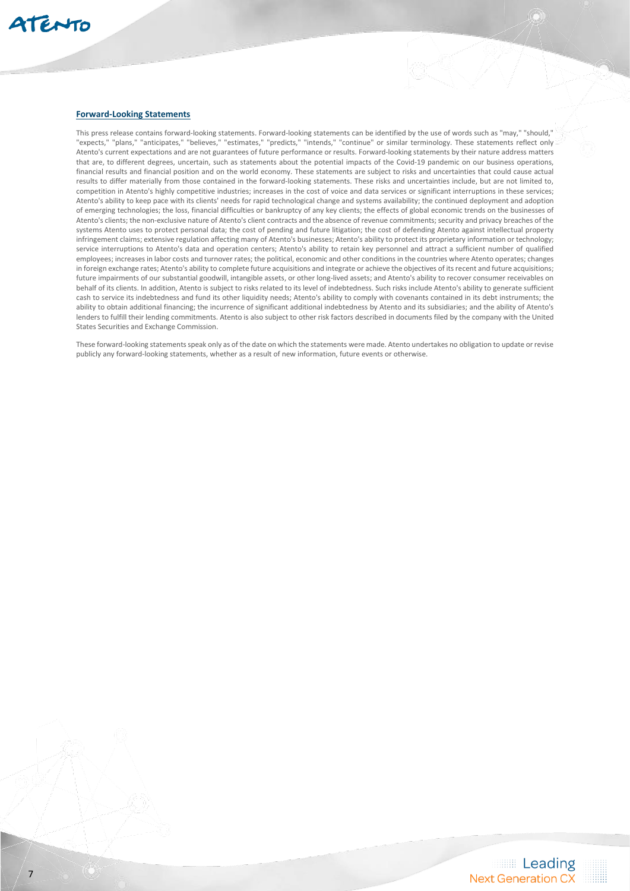## Forward-Looking Statements

This press release contains forward-looking statements. Forward-looking statements can be identified by the use of words such as "may," "should," "expects," "plans," "anticipates," "believes," "estimates," "predicts," "intends," "continue" or similar terminology. These statements reflect only Atento's current expectations and are not guarantees of future performance or results. Forward-looking statements by their nature address matters that are, to different degrees, uncertain, such as statements about the potential impacts of the Covid-19 pandemic on our business operations, financial results and financial position and on the world economy. These statements are subject to risks and uncertainties that could cause actual results to differ materially from those contained in the forward-looking statements. These risks and uncertainties include, but are not limited to, competition in Atento's highly competitive industries; increases in the cost of voice and data services or significant interruptions in these services; Atento's ability to keep pace with its clients' needs for rapid technological change and systems availability; the continued deployment and adoption of emerging technologies; the loss, financial difficulties or bankruptcy of any key clients; the effects of global economic trends on the businesses of Atento's clients; the non-exclusive nature of Atento's client contracts and the absence of revenue commitments; security and privacy breaches of the systems Atento uses to protect personal data; the cost of pending and future litigation; the cost of defending Atento against intellectual property infringement claims; extensive regulation affecting many of Atento's businesses; Atento's ability to protect its proprietary information or technology; service interruptions to Atento's data and operation centers; Atento's ability to retain key personnel and attract a sufficient number of qualified employees; increases in labor costs and turnover rates; the political, economic and other conditions in the countries where Atento operates; changes in foreign exchange rates; Atento's ability to complete future acquisitions and integrate or achieve the objectives of its recent and future acquisitions; future impairments of our substantial goodwill, intangible assets, or other long-lived assets; and Atento's ability to recover consumer receivables on behalf of its clients. In addition, Atento is subject to risks related to its level of indebtedness. Such risks include Atento's ability to generate sufficient cash to service its indebtedness and fund its other liquidity needs; Atento's ability to comply with covenants contained in its debt instruments; the ability to obtain additional financing; the incurrence of significant additional indebtedness by Atento and its subsidiaries; and the ability of Atento's lenders to fulfill their lending commitments. Atento is also subject to other risk factors described in documents filed by the company with the United States Securities and Exchange Commission.

These forward-looking statements speak only as of the date on which the statements were made. Atento undertakes no obligation to update or revise publicly any forward-looking statements, whether as a result of new information, future events or otherwise.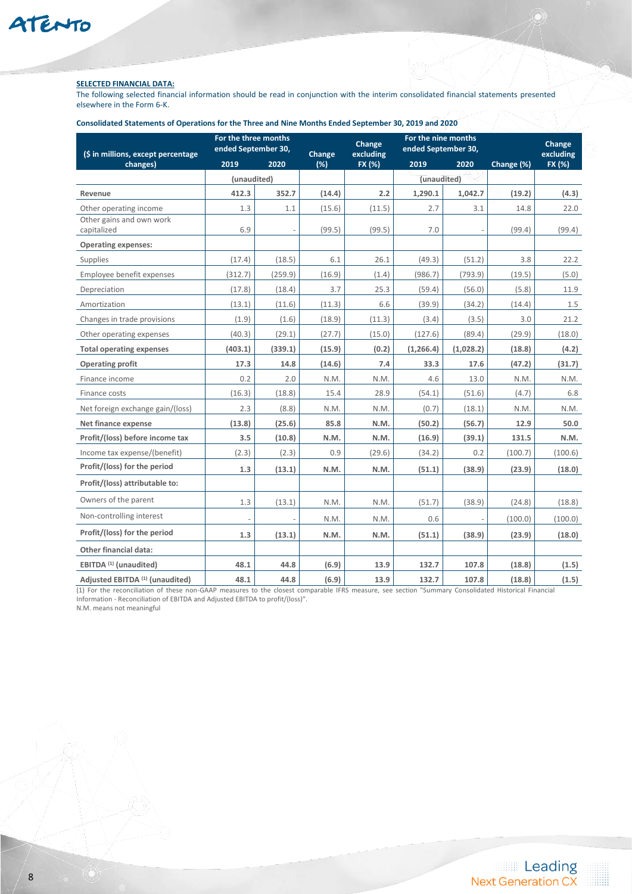**SELECTED FINANCIAL DATA:**

The following selected financial information should be read in conjunction with the interim consolidated financial statements presented elsewhere in the Form 6-K.

**Consolidated Statements of Operations for the Three and Nine Months Ended September 30, 2019 and 2020**

| ($ in millions, except percentage changes) | For the three months ended September 30, | | Change (%) | Change excluding FX (%) | For the nine months ended September 30, | | Change (%) | Change excluding FX (%) |
|---|---|---|---|---|---|---|---|---|
| | 2019 | 2020 | | | 2019 | 2020 | | |
| | (unaudited) | | | | (unaudited) | | | |
| **Revenue** | **412.3** | **352.7** | **(14.4)** | **2.2** | **1,290.1** | **1,042.7** | **(19.2)** | **(4.3)** |
| Other operating income | 1.3 | 1.1 | (15.6) | (11.5) | 2.7 | 3.1 | 14.8 | 22.0 |
| Other gains and own work capitalized | 6.9 | - | (99.5) | (99.5) | 7.0 | - | (99.4) | (99.4) |
| **Operating expenses:** | | | | | | | | |
| Supplies | (17.4) | (18.5) | 6.1 | 26.1 | (49.3) | (51.2) | 3.8 | 22.2 |
| Employee benefit expenses | (312.7) | (259.9) | (16.9) | (1.4) | (986.7) | (793.9) | (19.5) | (5.0) |
| Depreciation | (17.8) | (18.4) | 3.7 | 25.3 | (59.4) | (56.0) | (5.8) | 11.9 |
| Amortization | (13.1) | (11.6) | (11.3) | 6.6 | (39.9) | (34.2) | (14.4) | 1.5 |
| Changes in trade provisions | (1.9) | (1.6) | (18.9) | (11.3) | (3.4) | (3.5) | 3.0 | 21.2 |
| Other operating expenses | (40.3) | (29.1) | (27.7) | (15.0) | (127.6) | (89.4) | (29.9) | (18.0) |
| **Total operating expenses** | **(403.1)** | **(339.1)** | **(15.9)** | **(0.2)** | **(1,266.4)** | **(1,028.2)** | **(18.8)** | **(4.2)** |
| **Operating profit** | **17.3** | **14.8** | **(14.6)** | **7.4** | **33.3** | **17.6** | **(47.2)** | **(31.7)** |
| Finance income | 0.2 | 2.0 | N.M. | N.M. | 4.6 | 13.0 | N.M. | N.M. |
| Finance costs | (16.3) | (18.8) | 15.4 | 28.9 | (54.1) | (51.6) | (4.7) | 6.8 |
| Net foreign exchange gain/(loss) | 2.3 | (8.8) | N.M. | N.M. | (0.7) | (18.1) | N.M. | N.M. |
| **Net finance expense** | **(13.8)** | **(25.6)** | **85.8** | **N.M.** | **(50.2)** | **(56.7)** | **12.9** | **50.0** |
| **Profit/(loss) before income tax** | **3.5** | **(10.8)** | **N.M.** | **N.M.** | **(16.9)** | **(39.1)** | **131.5** | **N.M.** |
| Income tax expense/(benefit) | (2.3) | (2.3) | 0.9 | (29.6) | (34.2) | 0.2 | (100.7) | (100.6) |
| **Profit/(loss) for the period** | **1.3** | **(13.1)** | **N.M.** | **N.M.** | **(51.1)** | **(38.9)** | **(23.9)** | **(18.0)** |
| **Profit/(loss) attributable to:** | | | | | | | | |
| Owners of the parent | 1.3 | (13.1) | N.M. | N.M. | (51.7) | (38.9) | (24.8) | (18.8) |
| Non-controlling interest | - | - | N.M. | N.M. | 0.6 | - | (100.0) | (100.0) |
| **Profit/(loss) for the period** | **1.3** | **(13.1)** | **N.M.** | **N.M.** | **(51.1)** | **(38.9)** | **(23.9)** | **(18.0)** |
| **Other financial data:** | | | | | | | | |
| **EBITDA [1] (unaudited)** | **48.1** | **44.8** | **(6.9)** | **13.9** | **132.7** | **107.8** | **(18.8)** | **(1.5)** |
| **Adjusted EBITDA [1] (unaudited)** | **48.1** | **44.8** | **(6.9)** | **13.9** | **132.7** | **107.8** | **(18.8)** | **(1.5)** |

(1) For the reconciliation of these non-GAAP measures to the closest comparable IFRS measure, see section "Summary Consolidated Historical Financial Information - Reconciliation of EBITDA and Adjusted EBITDA to profit/(loss)".

N.M. means not meaningful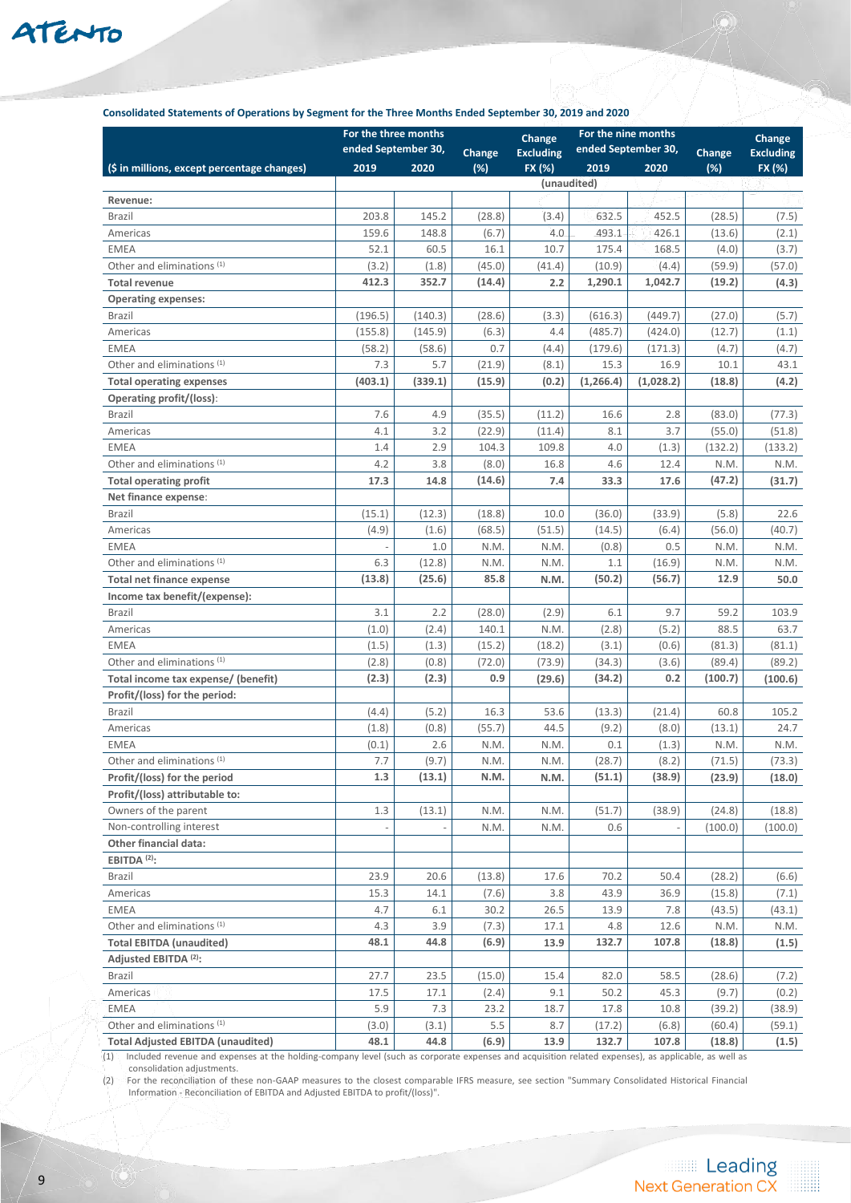**Consolidated Statements of Operations by Segment for the Three Months Ended September 30, 2019 and 2020**

| ($ in millions, except percentage changes) | For the three months ended September 30, 2019 | 2020 | Change (%) | Change Excluding FX (%) | For the nine months ended September 30, 2019 | 2020 | Change (%) | Change Excluding FX (%) |
|---|---|---|---|---|---|---|---|---|
| | | | | (unaudited) | | | | |
| **Revenue:** | | | | | | | | |
| Brazil | 203.8 | 145.2 | (28.8) | (3.4) | 632.5 | 452.5 | (28.5) | (7.5) |
| Americas | 159.6 | 148.8 | (6.7) | 4.0 | 493.1 | 426.1 | (13.6) | (2.1) |
| EMEA | 52.1 | 60.5 | 16.1 | 10.7 | 175.4 | 168.5 | (4.0) | (3.7) |
| Other and eliminations [(1)] | (3.2) | (1.8) | (45.0) | (41.4) | (10.9) | (4.4) | (59.9) | (57.0) |
| **Total revenue** | **412.3** | **352.7** | **(14.4)** | **2.2** | **1,290.1** | **1,042.7** | **(19.2)** | **(4.3)** |
| **Operating expenses:** | | | | | | | | |
| Brazil | (196.5) | (140.3) | (28.6) | (3.3) | (616.3) | (449.7) | (27.0) | (5.7) |
| Americas | (155.8) | (145.9) | (6.3) | 4.4 | (485.7) | (424.0) | (12.7) | (1.1) |
| EMEA | (58.2) | (58.6) | 0.7 | (4.4) | (179.6) | (171.3) | (4.7) | (4.7) |
| Other and eliminations [(1)] | 7.3 | 5.7 | (21.9) | (8.1) | 15.3 | 16.9 | 10.1 | 43.1 |
| **Total operating expenses** | **(403.1)** | **(339.1)** | **(15.9)** | **(0.2)** | **(1,266.4)** | **(1,028.2)** | **(18.8)** | **(4.2)** |
| **Operating profit/(loss)**: | | | | | | | | |
| Brazil | 7.6 | 4.9 | (35.5) | (11.2) | 16.6 | 2.8 | (83.0) | (77.3) |
| Americas | 4.1 | 3.2 | (22.9) | (11.4) | 8.1 | 3.7 | (55.0) | (51.8) |
| EMEA | 1.4 | 2.9 | 104.3 | 109.8 | 4.0 | (1.3) | (132.2) | (133.2) |
| Other and eliminations [(1)] | 4.2 | 3.8 | (8.0) | 16.8 | 4.6 | 12.4 | N.M. | N.M. |
| **Total operating profit** | **17.3** | **14.8** | **(14.6)** | **7.4** | **33.3** | **17.6** | **(47.2)** | **(31.7)** |
| **Net finance expense**: | | | | | | | | |
| Brazil | (15.1) | (12.3) | (18.8) | 10.0 | (36.0) | (33.9) | (5.8) | 22.6 |
| Americas | (4.9) | (1.6) | (68.5) | (51.5) | (14.5) | (6.4) | (56.0) | (40.7) |
| EMEA | - | 1.0 | N.M. | N.M. | (0.8) | 0.5 | N.M. | N.M. |
| Other and eliminations [(1)] | 6.3 | (12.8) | N.M. | N.M. | 1.1 | (16.9) | N.M. | N.M. |
| **Total net finance expense** | **(13.8)** | **(25.6)** | **85.8** | **N.M.** | **(50.2)** | **(56.7)** | **12.9** | **50.0** |
| **Income tax benefit/(expense):** | | | | | | | | |
| Brazil | 3.1 | 2.2 | (28.0) | (2.9) | 6.1 | 9.7 | 59.2 | 103.9 |
| Americas | (1.0) | (2.4) | 140.1 | N.M. | (2.8) | (5.2) | 88.5 | 63.7 |
| EMEA | (1.5) | (1.3) | (15.2) | (18.2) | (3.1) | (0.6) | (81.3) | (81.1) |
| Other and eliminations [(1)] | (2.8) | (0.8) | (72.0) | (73.9) | (34.3) | (3.6) | (89.4) | (89.2) |
| **Total income tax expense/ (benefit)** | **(2.3)** | **(2.3)** | **0.9** | **(29.6)** | **(34.2)** | **0.2** | **(100.7)** | **(100.6)** |
| **Profit/(loss) for the period:** | | | | | | | | |
| Brazil | (4.4) | (5.2) | 16.3 | 53.6 | (13.3) | (21.4) | 60.8 | 105.2 |
| Americas | (1.8) | (0.8) | (55.7) | 44.5 | (9.2) | (8.0) | (13.1) | 24.7 |
| EMEA | (0.1) | 2.6 | N.M. | N.M. | 0.1 | (1.3) | N.M. | N.M. |
| Other and eliminations [(1)] | 7.7 | (9.7) | N.M. | N.M. | (28.7) | (8.2) | (71.5) | (73.3) |
| **Profit/(loss) for the period** | **1.3** | **(13.1)** | **N.M.** | **N.M.** | **(51.1)** | **(38.9)** | **(23.9)** | **(18.0)** |
| **Profit/(loss) attributable to:** | | | | | | | | |
| Owners of the parent | 1.3 | (13.1) | N.M. | N.M. | (51.7) | (38.9) | (24.8) | (18.8) |
| Non-controlling interest | - | - | N.M. | N.M. | 0.6 | - | (100.0) | (100.0) |
| **Other financial data:** | | | | | | | | |
| **EBITDA [(2)]:** | | | | | | | | |
| Brazil | 23.9 | 20.6 | (13.8) | 17.6 | 70.2 | 50.4 | (28.2) | (6.6) |
| Americas | 15.3 | 14.1 | (7.6) | 3.8 | 43.9 | 36.9 | (15.8) | (7.1) |
| EMEA | 4.7 | 6.1 | 30.2 | 26.5 | 13.9 | 7.8 | (43.5) | (43.1) |
| Other and eliminations [(1)] | 4.3 | 3.9 | (7.3) | 17.1 | 4.8 | 12.6 | N.M. | N.M. |
| **Total EBITDA (unaudited)** | **48.1** | **44.8** | **(6.9)** | **13.9** | **132.7** | **107.8** | **(18.8)** | **(1.5)** |
| **Adjusted EBITDA [(2)]:** | | | | | | | | |
| Brazil | 27.7 | 23.5 | (15.0) | 15.4 | 82.0 | 58.5 | (28.6) | (7.2) |
| Americas | 17.5 | 17.1 | (2.4) | 9.1 | 50.2 | 45.3 | (9.7) | (0.2) |
| EMEA | 5.9 | 7.3 | 23.2 | 18.7 | 17.8 | 10.8 | (39.2) | (38.9) |
| Other and eliminations [(1)] | (3.0) | (3.1) | 5.5 | 8.7 | (17.2) | (6.8) | (60.4) | (59.1) |
| **Total Adjusted EBITDA (unaudited)** | **48.1** | **44.8** | **(6.9)** | **13.9** | **132.7** | **107.8** | **(18.8)** | **(1.5)** |

(1) Included revenue and expenses at the holding-company level (such as corporate expenses and acquisition related expenses), as applicable, as well as consolidation adjustments.

(2) For the reconciliation of these non-GAAP measures to the closest comparable IFRS measure, see section "Summary Consolidated Historical Financial Information - Reconciliation of EBITDA and Adjusted EBITDA to profit/(loss)".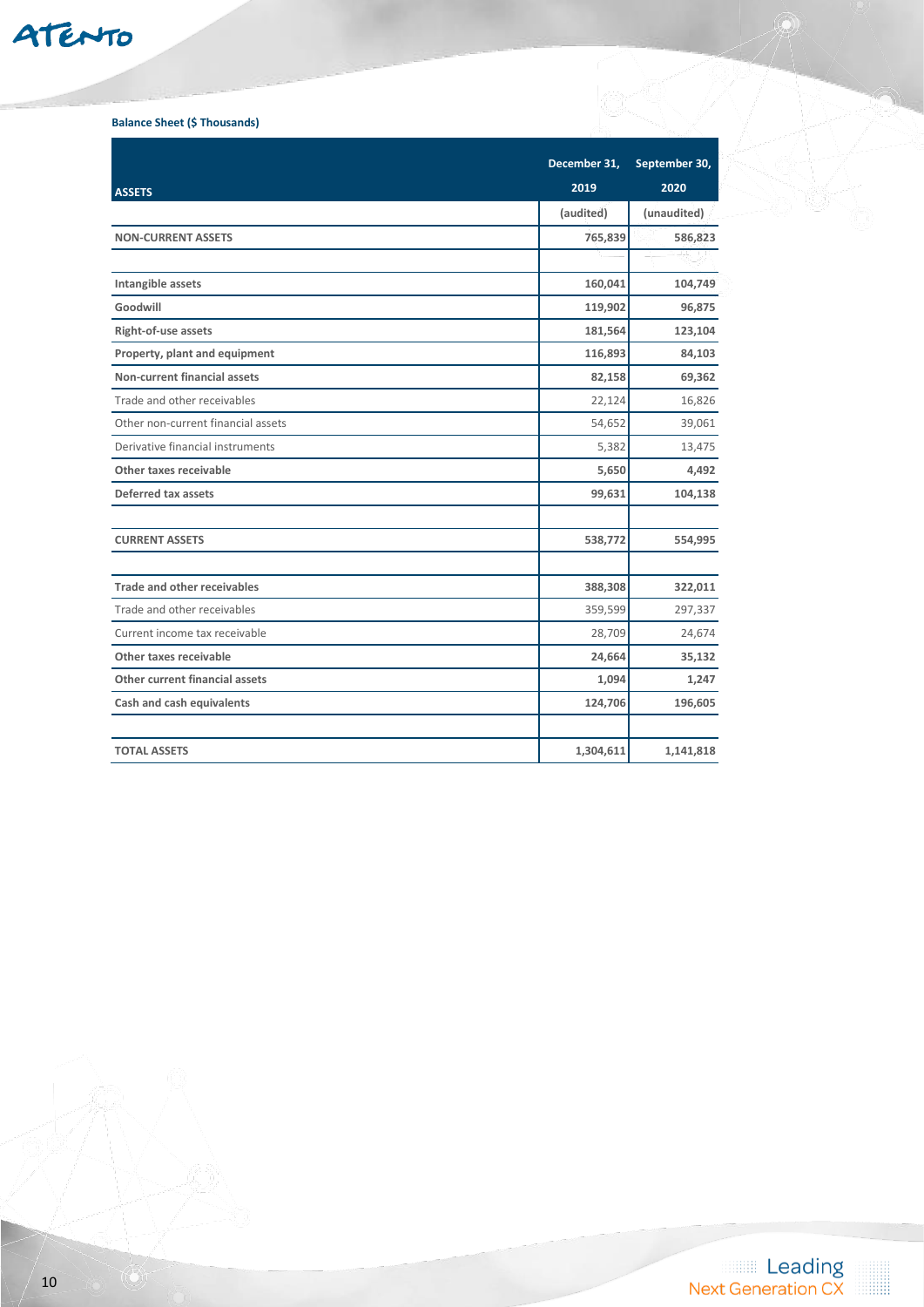**Balance Sheet ($ Thousands)**

| ASSETS | December 31, 2019 | September 30, 2020 |
|---|---|---|
| | (audited) | (unaudited) |
| **NON-CURRENT ASSETS** | **765,839** | **586,823** |
| | | |
| **Intangible assets** | **160,041** | **104,749** |
| **Goodwill** | **119,902** | **96,875** |
| **Right-of-use assets** | **181,564** | **123,104** |
| **Property, plant and equipment** | **116,893** | **84,103** |
| **Non-current financial assets** | **82,158** | **69,362** |
| Trade and other receivables | 22,124 | 16,826 |
| Other non-current financial assets | 54,652 | 39,061 |
| Derivative financial instruments | 5,382 | 13,475 |
| **Other taxes receivable** | **5,650** | **4,492** |
| **Deferred tax assets** | **99,631** | **104,138** |
| | | |
| **CURRENT ASSETS** | **538,772** | **554,995** |
| | | |
| **Trade and other receivables** | **388,308** | **322,011** |
| Trade and other receivables | 359,599 | 297,337 |
| Current income tax receivable | 28,709 | 24,674 |
| **Other taxes receivable** | **24,664** | **35,132** |
| **Other current financial assets** | **1,094** | **1,247** |
| **Cash and cash equivalents** | **124,706** | **196,605** |
| | | |
| **TOTAL ASSETS** | **1,304,611** | **1,141,818** |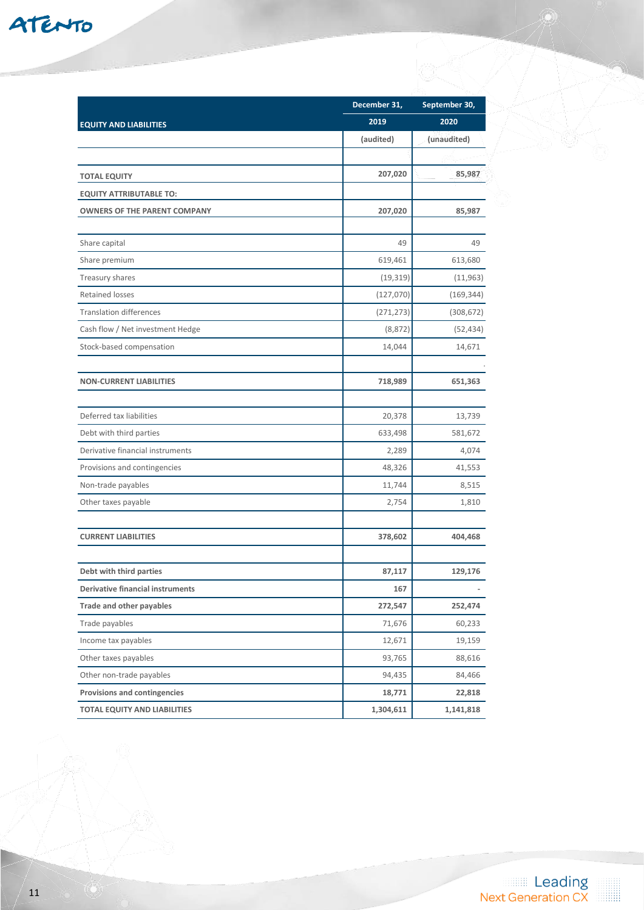| EQUITY AND LIABILITIES | December 31, 2019 | September 30, 2020 |
|---|---|---|
| | (audited) | (unaudited) |
| | | |
| **TOTAL EQUITY** | **207,020** | **85,987** |
| **EQUITY ATTRIBUTABLE TO:** | | |
| **OWNERS OF THE PARENT COMPANY** | **207,020** | **85,987** |
| | | |
| Share capital | 49 | 49 |
| Share premium | 619,461 | 613,680 |
| Treasury shares | (19,319) | (11,963) |
| Retained losses | (127,070) | (169,344) |
| Translation differences | (271,273) | (308,672) |
| Cash flow / Net investment Hedge | (8,872) | (52,434) |
| Stock-based compensation | 14,044 | 14,671 |
| | | |
| **NON-CURRENT LIABILITIES** | **718,989** | **651,363** |
| | | |
| Deferred tax liabilities | 20,378 | 13,739 |
| Debt with third parties | 633,498 | 581,672 |
| Derivative financial instruments | 2,289 | 4,074 |
| Provisions and contingencies | 48,326 | 41,553 |
| Non-trade payables | 11,744 | 8,515 |
| Other taxes payable | 2,754 | 1,810 |
| | | |
| **CURRENT LIABILITIES** | **378,602** | **404,468** |
| | | |
| **Debt with third parties** | **87,117** | **129,176** |
| **Derivative financial instruments** | **167** | - |
| **Trade and other payables** | **272,547** | **252,474** |
| Trade payables | 71,676 | 60,233 |
| Income tax payables | 12,671 | 19,159 |
| Other taxes payables | 93,765 | 88,616 |
| Other non-trade payables | 94,435 | 84,466 |
| **Provisions and contingencies** | **18,771** | **22,818** |
| **TOTAL EQUITY AND LIABILITIES** | **1,304,611** | **1,141,818** |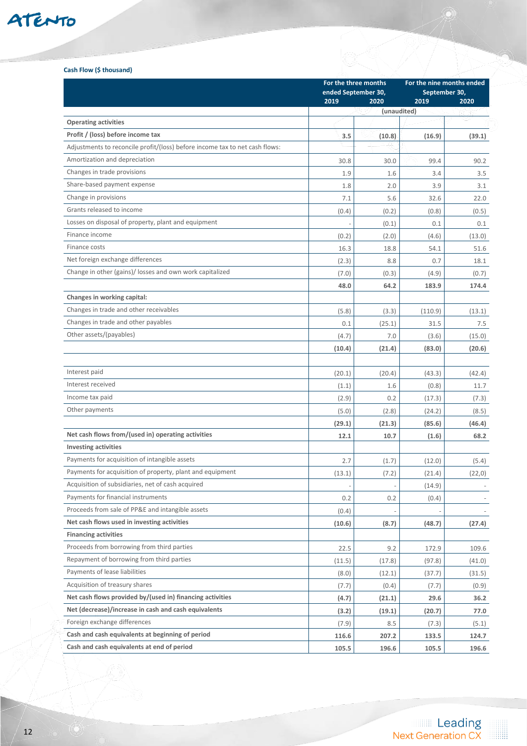**Cash Flow ($ thousand)**

| | For the three months ended September 30, | | For the nine months ended September 30, | |
|---|---|---|---|---|
| | 2019 | 2020 | 2019 | 2020 |
| | (unaudited) | | | |
| **Operating activities** | | | | |
| **Profit / (loss) before income tax** | **3.5** | **(10.8)** | **(16.9)** | **(39.1)** |
| Adjustments to reconcile profit/(loss) before income tax to net cash flows: | | | | |
| Amortization and depreciation | 30.8 | 30.0 | 99.4 | 90.2 |
| Changes in trade provisions | 1.9 | 1.6 | 3.4 | 3.5 |
| Share-based payment expense | 1.8 | 2.0 | 3.9 | 3.1 |
| Change in provisions | 7.1 | 5.6 | 32.6 | 22.0 |
| Grants released to income | (0.4) | (0.2) | (0.8) | (0.5) |
| Losses on disposal of property, plant and equipment | - | (0.1) | 0.1 | 0.1 |
| Finance income | (0.2) | (2.0) | (4.6) | (13.0) |
| Finance costs | 16.3 | 18.8 | 54.1 | 51.6 |
| Net foreign exchange differences | (2.3) | 8.8 | 0.7 | 18.1 |
| Change in other (gains)/ losses and own work capitalized | (7.0) | (0.3) | (4.9) | (0.7) |
| | **48.0** | **64.2** | **183.9** | **174.4** |
| **Changes in working capital:** | | | | |
| Changes in trade and other receivables | (5.8) | (3.3) | (110.9) | (13.1) |
| Changes in trade and other payables | 0.1 | (25.1) | 31.5 | 7.5 |
| Other assets/(payables) | (4.7) | 7.0 | (3.6) | (15.0) |
| | **(10.4)** | **(21.4)** | **(83.0)** | **(20.6)** |
| | | | | |
| Interest paid | (20.1) | (20.4) | (43.3) | (42.4) |
| Interest received | (1.1) | 1.6 | (0.8) | 11.7 |
| Income tax paid | (2.9) | 0.2 | (17.3) | (7.3) |
| Other payments | (5.0) | (2.8) | (24.2) | (8.5) |
| | **(29.1)** | **(21.3)** | **(85.6)** | **(46.4)** |
| **Net cash flows from/(used in) operating activities** | **12.1** | **10.7** | **(1.6)** | **68.2** |
| **Investing activities** | | | | |
| Payments for acquisition of intangible assets | 2.7 | (1.7) | (12.0) | (5.4) |
| Payments for acquisition of property, plant and equipment | (13.1) | (7.2) | (21.4) | (22,0) |
| Acquisition of subsidiaries, net of cash acquired | - | - | (14.9) | - |
| Payments for financial instruments | 0.2 | 0.2 | (0.4) | - |
| Proceeds from sale of PP&E and intangible assets | (0.4) | - | - | - |
| **Net cash flows used in investing activities** | **(10.6)** | **(8.7)** | **(48.7)** | **(27.4)** |
| **Financing activities** | | | | |
| Proceeds from borrowing from third parties | 22.5 | 9.2 | 172.9 | 109.6 |
| Repayment of borrowing from third parties | (11.5) | (17.8) | (97.8) | (41.0) |
| Payments of lease liabilities | (8.0) | (12.1) | (37.7) | (31.5) |
| Acquisition of treasury shares | (7.7) | (0.4) | (7.7) | (0.9) |
| **Net cash flows provided by/(used in) financing activities** | **(4.7)** | **(21.1)** | **29.6** | **36.2** |
| **Net (decrease)/increase in cash and cash equivalents** | **(3.2)** | **(19.1)** | **(20.7)** | **77.0** |
| Foreign exchange differences | (7.9) | 8.5 | (7.3) | (5.1) |
| **Cash and cash equivalents at beginning of period** | **116.6** | **207.2** | **133.5** | **124.7** |
| **Cash and cash equivalents at end of period** | **105.5** | **196.6** | **105.5** | **196.6** |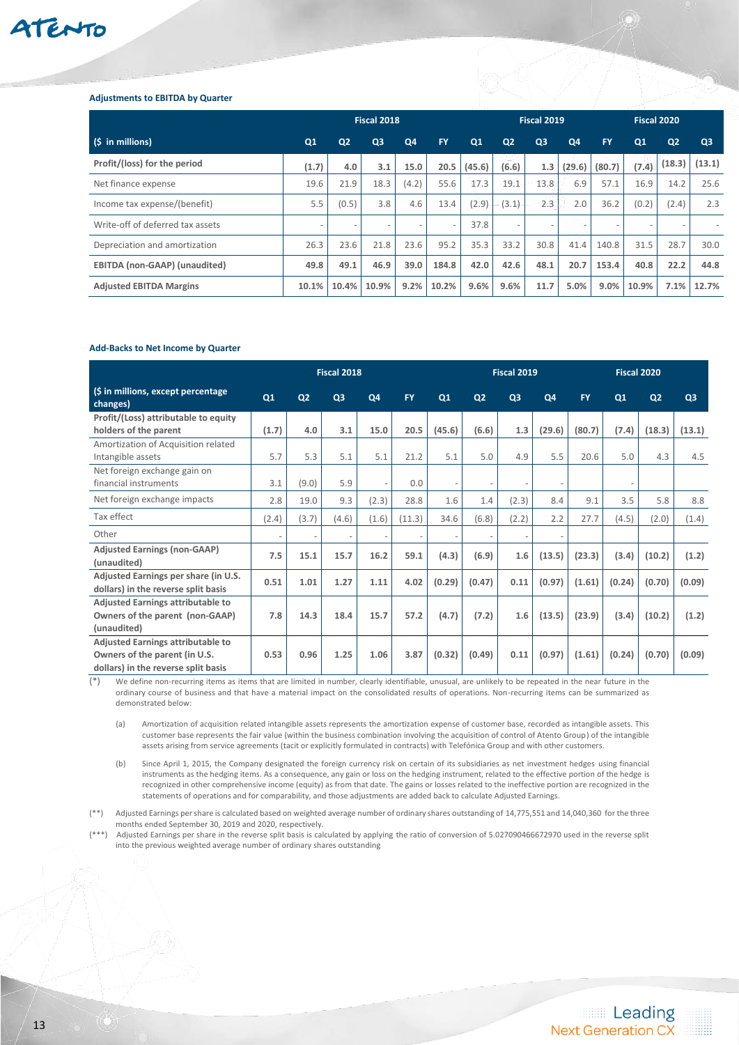### Adjustments to EBITDA by Quarter

| ($ in millions) | Fiscal 2018 Q1 | Q2 | Q3 | Q4 | FY | Fiscal 2019 Q1 | Q2 | Q3 | Q4 | FY | Fiscal 2020 Q1 | Q2 | Q3 |
|---|---|---|---|---|---|---|---|---|---|---|---|---|---|
| **Profit/(loss) for the period** | **(1.7)** | **4.0** | **3.1** | **15.0** | **20.5** | **(45.6)** | **(6.6)** | **1.3** | **(29.6)** | **(80.7)** | **(7.4)** | **(18.3)** | **(13.1)** |
| Net finance expense | 19.6 | 21.9 | 18.3 | (4.2) | 55.6 | 17.3 | 19.1 | 13.8 | 6.9 | 57.1 | 16.9 | 14.2 | 25.6 |
| Income tax expense/(benefit) | 5.5 | (0.5) | 3.8 | 4.6 | 13.4 | (2.9) | (3.1) | 2.3 | 2.0 | 36.2 | (0.2) | (2.4) | 2.3 |
| Write-off of deferred tax assets | - | - | - | - | - | 37.8 | - | - | - | - | - | - | - |
| Depreciation and amortization | 26.3 | 23.6 | 21.8 | 23.6 | 95.2 | 35.3 | 33.2 | 30.8 | 41.4 | 140.8 | 31.5 | 28.7 | 30.0 |
| **EBITDA (non-GAAP) (unaudited)** | **49.8** | **49.1** | **46.9** | **39.0** | **184.8** | **42.0** | **42.6** | **48.1** | **20.7** | **153.4** | **40.8** | **22.2** | **44.8** |
| **Adjusted EBITDA Margins** | **10.1%** | **10.4%** | **10.9%** | **9.2%** | **10.2%** | **9.6%** | **9.6%** | **11.7** | **5.0%** | **9.0%** | **10.9%** | **7.1%** | **12.7%** |

### Add-Backs to Net Income by Quarter

| ($ in millions, except percentage changes) | Fiscal 2018 Q1 | Q2 | Q3 | Q4 | FY | Fiscal 2019 Q1 | Q2 | Q3 | Q4 | FY | Fiscal 2020 Q1 | Q2 | Q3 |
|---|---|---|---|---|---|---|---|---|---|---|---|---|---|
| **Profit/(Loss) attributable to equity holders of the parent** | **(1.7)** | **4.0** | **3.1** | **15.0** | **20.5** | **(45.6)** | **(6.6)** | **1.3** | **(29.6)** | **(80.7)** | **(7.4)** | **(18.3)** | **(13.1)** |
| Amortization of Acquisition related Intangible assets | 5.7 | 5.3 | 5.1 | 5.1 | 21.2 | 5.1 | 5.0 | 4.9 | 5.5 | 20.6 | 5.0 | 4.3 | 4.5 |
| Net foreign exchange gain on financial instruments | 3.1 | (9.0) | 5.9 | - | 0.0 | - | - | - | - | | - | | |
| Net foreign exchange impacts | 2.8 | 19.0 | 9.3 | (2.3) | 28.8 | 1.6 | 1.4 | (2.3) | 8.4 | 9.1 | 3.5 | 5.8 | 8.8 |
| Tax effect | (2.4) | (3.7) | (4.6) | (1.6) | (11.3) | 34.6 | (6.8) | (2.2) | 2.2 | 27.7 | (4.5) | (2.0) | (1.4) |
| Other | - | - | - | - | - | - | - | - | - | | | | |
| **Adjusted Earnings (non-GAAP) (unaudited)** | **7.5** | **15.1** | **15.7** | **16.2** | **59.1** | **(4.3)** | **(6.9)** | **1.6** | **(13.5)** | **(23.3)** | **(3.4)** | **(10.2)** | **(1.2)** |
| **Adjusted Earnings per share (in U.S. dollars) in the reverse split basis** | **0.51** | **1.01** | **1.27** | **1.11** | **4.02** | **(0.29)** | **(0.47)** | **0.11** | **(0.97)** | **(1.61)** | **(0.24)** | **(0.70)** | **(0.09)** |
| **Adjusted Earnings attributable to Owners of the parent (non-GAAP) (unaudited)** | **7.8** | **14.3** | **18.4** | **15.7** | **57.2** | **(4.7)** | **(7.2)** | **1.6** | **(13.5)** | **(23.9)** | **(3.4)** | **(10.2)** | **(1.2)** |
| **Adjusted Earnings attributable to Owners of the parent (in U.S. dollars) in the reverse split basis** | **0.53** | **0.96** | **1.25** | **1.06** | **3.87** | **(0.32)** | **(0.49)** | **0.11** | **(0.97)** | **(1.61)** | **(0.24)** | **(0.70)** | **(0.09)** |

(*) We define non-recurring items as items that are limited in number, clearly identifiable, unusual, are unlikely to be repeated in the near future in the ordinary course of business and that have a material impact on the consolidated results of operations. Non-recurring items can be summarized as demonstrated below:

(a) Amortization of acquisition related intangible assets represents the amortization expense of customer base, recorded as intangible assets. This customer base represents the fair value (within the business combination involving the acquisition of control of Atento Group) of the intangible assets arising from service agreements (tacit or explicitly formulated in contracts) with Telefónica Group and with other customers.

(b) Since April 1, 2015, the Company designated the foreign currency risk on certain of its subsidiaries as net investment hedges using financial instruments as the hedging items. As a consequence, any gain or loss on the hedging instrument, related to the effective portion of the hedge is recognized in other comprehensive income (equity) as from that date. The gains or losses related to the ineffective portion are recognized in the statements of operations and for comparability, and those adjustments are added back to calculate Adjusted Earnings.

(**) Adjusted Earnings per share is calculated based on weighted average number of ordinary shares outstanding of 14,775,551 and 14,040,360 for the three months ended September 30, 2019 and 2020, respectively.

(***) Adjusted Earnings per share in the reverse split basis is calculated by applying the ratio of conversion of 5.027090466672970 used in the reverse split into the previous weighted average number of ordinary shares outstanding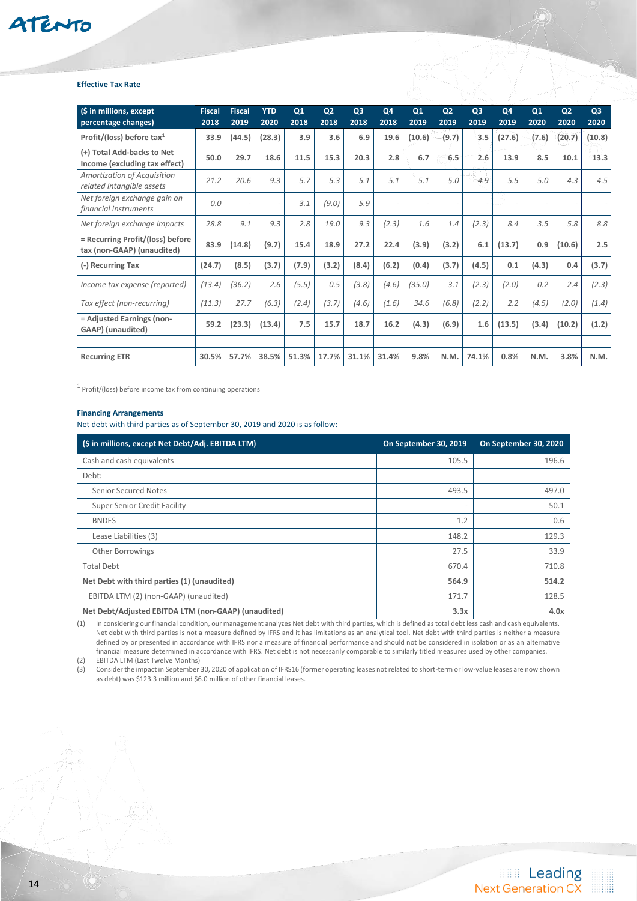**Effective Tax Rate**

| ($ in millions, except percentage changes) | Fiscal 2018 | Fiscal 2019 | YTD 2020 | Q1 2018 | Q2 2018 | Q3 2018 | Q4 2018 | Q1 2019 | Q2 2019 | Q3 2019 | Q4 2019 | Q1 2020 | Q2 2020 | Q3 2020 |
|---|---|---|---|---|---|---|---|---|---|---|---|---|---|---|
| **Profit/(loss) before tax[1]** | **33.9** | **(44.5)** | **(28.3)** | **3.9** | **3.6** | **6.9** | **19.6** | **(10.6)** | **(9.7)** | **3.5** | **(27.6)** | **(7.6)** | **(20.7)** | **(10.8)** |
| **(+) Total Add-backs to Net Income (excluding tax effect)** | **50.0** | **29.7** | **18.6** | **11.5** | **15.3** | **20.3** | **2.8** | **6.7** | **6.5** | **2.6** | **13.9** | **8.5** | **10.1** | **13.3** |
| *Amortization of Acquisition related Intangible assets* | *21.2* | *20.6* | *9.3* | *5.7* | *5.3* | *5.1* | *5.1* | *5.1* | *5.0* | *4.9* | *5.5* | *5.0* | *4.3* | *4.5* |
| *Net foreign exchange gain on financial instruments* | *0.0* | - | - | *3.1* | *(9.0)* | *5.9* | - | - | - | - | - | - | - | - |
| *Net foreign exchange impacts* | *28.8* | *9.1* | *9.3* | *2.8* | *19.0* | *9.3* | *(2.3)* | *1.6* | *1.4* | *(2.3)* | *8.4* | *3.5* | *5.8* | *8.8* |
| **= Recurring Profit/(loss) before tax (non-GAAP) (unaudited)** | **83.9** | **(14.8)** | **(9.7)** | **15.4** | **18.9** | **27.2** | **22.4** | **(3.9)** | **(3.2)** | **6.1** | **(13.7)** | **0.9** | **(10.6)** | **2.5** |
| **(-) Recurring Tax** | **(24.7)** | **(8.5)** | **(3.7)** | **(7.9)** | **(3.2)** | **(8.4)** | **(6.2)** | **(0.4)** | **(3.7)** | **(4.5)** | **0.1** | **(4.3)** | **0.4** | **(3.7)** |
| *Income tax expense (reported)* | *(13.4)* | *(36.2)* | *2.6* | *(5.5)* | *0.5* | *(3.8)* | *(4.6)* | *(35.0)* | *3.1* | *(2.3)* | *(2.0)* | *0.2* | *2.4* | *(2.3)* |
| *Tax effect (non-recurring)* | *(11.3)* | *27.7* | *(6.3)* | *(2.4)* | *(3.7)* | *(4.6)* | *(1.6)* | *34.6* | *(6.8)* | *(2.2)* | *2.2* | *(4.5)* | *(2.0)* | *(1.4)* |
| **= Adjusted Earnings (non-GAAP) (unaudited)** | **59.2** | **(23.3)** | **(13.4)** | **7.5** | **15.7** | **18.7** | **16.2** | **(4.3)** | **(6.9)** | **1.6** | **(13.5)** | **(3.4)** | **(10.2)** | **(1.2)** |
| | | | | | | | | | | | | | | |
| **Recurring ETR** | **30.5%** | **57.7%** | **38.5%** | **51.3%** | **17.7%** | **31.1%** | **31.4%** | **9.8%** | **N.M.** | **74.1%** | **0.8%** | **N.M.** | **3.8%** | **N.M.** |

[1] Profit/(loss) before income tax from continuing operations

**Financing Arrangements**

Net debt with third parties as of September 30, 2019 and 2020 is as follow:

| ($ in millions, except Net Debt/Adj. EBITDA LTM) | On September 30, 2019 | On September 30, 2020 |
|---|---|---|
| Cash and cash equivalents | 105.5 | 196.6 |
| Debt: | | |
| Senior Secured Notes | 493.5 | 497.0 |
| Super Senior Credit Facility | - | 50.1 |
| BNDES | 1.2 | 0.6 |
| Lease Liabilities (3) | 148.2 | 129.3 |
| Other Borrowings | 27.5 | 33.9 |
| Total Debt | 670.4 | 710.8 |
| **Net Debt with third parties (1) (unaudited)** | **564.9** | **514.2** |
| EBITDA LTM (2) (non-GAAP) (unaudited) | 171.7 | 128.5 |
| **Net Debt/Adjusted EBITDA LTM (non-GAAP) (unaudited)** | **3.3x** | **4.0x** |

(1) In considering our financial condition, our management analyzes Net debt with third parties, which is defined as total debt less cash and cash equivalents. Net debt with third parties is not a measure defined by IFRS and it has limitations as an analytical tool. Net debt with third parties is neither a measure defined by or presented in accordance with IFRS nor a measure of financial performance and should not be considered in isolation or as an alternative financial measure determined in accordance with IFRS. Net debt is not necessarily comparable to similarly titled measures used by other companies.

(2) EBITDA LTM (Last Twelve Months)

(3) Consider the impact in September 30, 2020 of application of IFRS16 (former operating leases not related to short-term or low-value leases are now shown as debt) was $123.3 million and $6.0 million of other financial leases.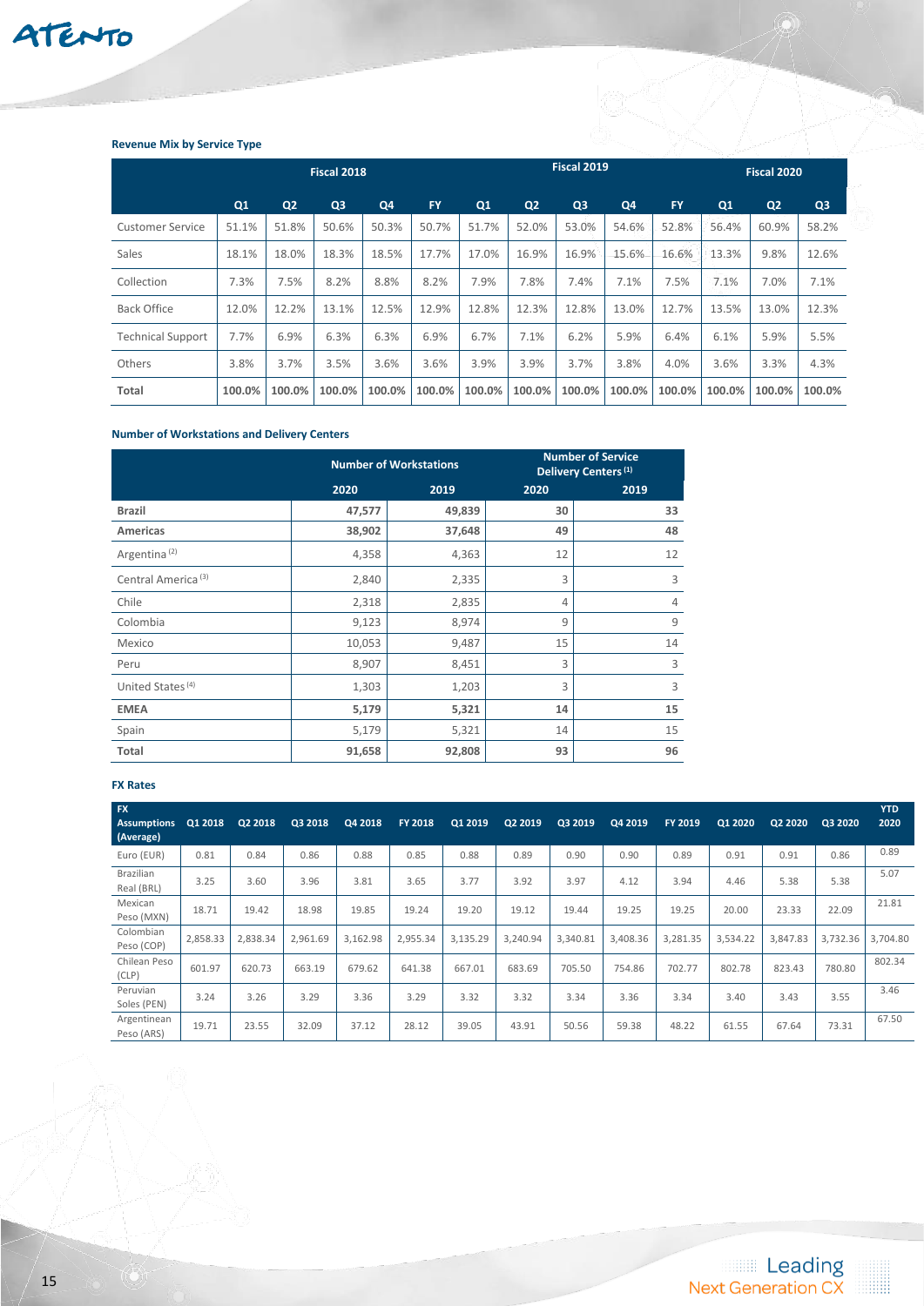### Revenue Mix by Service Type

| | Fiscal 2018 | | | | | Fiscal 2019 | | | | | Fiscal 2020 | | |
|---|---|---|---|---|---|---|---|---|---|---|---|---|---|
| | Q1 | Q2 | Q3 | Q4 | FY | Q1 | Q2 | Q3 | Q4 | FY | Q1 | Q2 | Q3 |
| Customer Service | 51.1% | 51.8% | 50.6% | 50.3% | 50.7% | 51.7% | 52.0% | 53.0% | 54.6% | 52.8% | 56.4% | 60.9% | 58.2% |
| Sales | 18.1% | 18.0% | 18.3% | 18.5% | 17.7% | 17.0% | 16.9% | 16.9% | 15.6% | 16.6% | 13.3% | 9.8% | 12.6% |
| Collection | 7.3% | 7.5% | 8.2% | 8.8% | 8.2% | 7.9% | 7.8% | 7.4% | 7.1% | 7.5% | 7.1% | 7.0% | 7.1% |
| Back Office | 12.0% | 12.2% | 13.1% | 12.5% | 12.9% | 12.8% | 12.3% | 12.8% | 13.0% | 12.7% | 13.5% | 13.0% | 12.3% |
| Technical Support | 7.7% | 6.9% | 6.3% | 6.3% | 6.9% | 6.7% | 7.1% | 6.2% | 5.9% | 6.4% | 6.1% | 5.9% | 5.5% |
| Others | 3.8% | 3.7% | 3.5% | 3.6% | 3.6% | 3.9% | 3.9% | 3.7% | 3.8% | 4.0% | 3.6% | 3.3% | 4.3% |
| **Total** | **100.0%** | **100.0%** | **100.0%** | **100.0%** | **100.0%** | **100.0%** | **100.0%** | **100.0%** | **100.0%** | **100.0%** | **100.0%** | **100.0%** | **100.0%** |

### Number of Workstations and Delivery Centers

| | Number of Workstations | | Number of Service Delivery Centers [1] | |
|---|---|---|---|---|
| | 2020 | 2019 | 2020 | 2019 |
| **Brazil** | **47,577** | **49,839** | **30** | **33** |
| **Americas** | **38,902** | **37,648** | **49** | **48** |
| Argentina [2] | 4,358 | 4,363 | 12 | 12 |
| Central America [3] | 2,840 | 2,335 | 3 | 3 |
| Chile | 2,318 | 2,835 | 4 | 4 |
| Colombia | 9,123 | 8,974 | 9 | 9 |
| Mexico | 10,053 | 9,487 | 15 | 14 |
| Peru | 8,907 | 8,451 | 3 | 3 |
| United States [4] | 1,303 | 1,203 | 3 | 3 |
| **EMEA** | **5,179** | **5,321** | **14** | **15** |
| Spain | 5,179 | 5,321 | 14 | 15 |
| **Total** | **91,658** | **92,808** | **93** | **96** |

### FX Rates

| FX Assumptions (Average) | Q1 2018 | Q2 2018 | Q3 2018 | Q4 2018 | FY 2018 | Q1 2019 | Q2 2019 | Q3 2019 | Q4 2019 | FY 2019 | Q1 2020 | Q2 2020 | Q3 2020 | YTD 2020 |
|---|---|---|---|---|---|---|---|---|---|---|---|---|---|---|
| Euro (EUR) | 0.81 | 0.84 | 0.86 | 0.88 | 0.85 | 0.88 | 0.89 | 0.90 | 0.90 | 0.89 | 0.91 | 0.91 | 0.86 | 0.89 |
| Brazilian Real (BRL) | 3.25 | 3.60 | 3.96 | 3.81 | 3.65 | 3.77 | 3.92 | 3.97 | 4.12 | 3.94 | 4.46 | 5.38 | 5.38 | 5.07 |
| Mexican Peso (MXN) | 18.71 | 19.42 | 18.98 | 19.85 | 19.24 | 19.20 | 19.12 | 19.44 | 19.25 | 19.25 | 20.00 | 23.33 | 22.09 | 21.81 |
| Colombian Peso (COP) | 2,858.33 | 2,838.34 | 2,961.69 | 3,162.98 | 2,955.34 | 3,135.29 | 3,240.94 | 3,340.81 | 3,408.36 | 3,281.35 | 3,534.22 | 3,847.83 | 3,732.36 | 3,704.80 |
| Chilean Peso (CLP) | 601.97 | 620.73 | 663.19 | 679.62 | 641.38 | 667.01 | 683.69 | 705.50 | 754.86 | 702.77 | 802.78 | 823.43 | 780.80 | 802.34 |
| Peruvian Soles (PEN) | 3.24 | 3.26 | 3.29 | 3.36 | 3.29 | 3.32 | 3.32 | 3.34 | 3.36 | 3.34 | 3.40 | 3.43 | 3.55 | 3.46 |
| Argentinean Peso (ARS) | 19.71 | 23.55 | 32.09 | 37.12 | 28.12 | 39.05 | 43.91 | 50.56 | 59.38 | 48.22 | 61.55 | 67.64 | 73.31 | 67.50 |